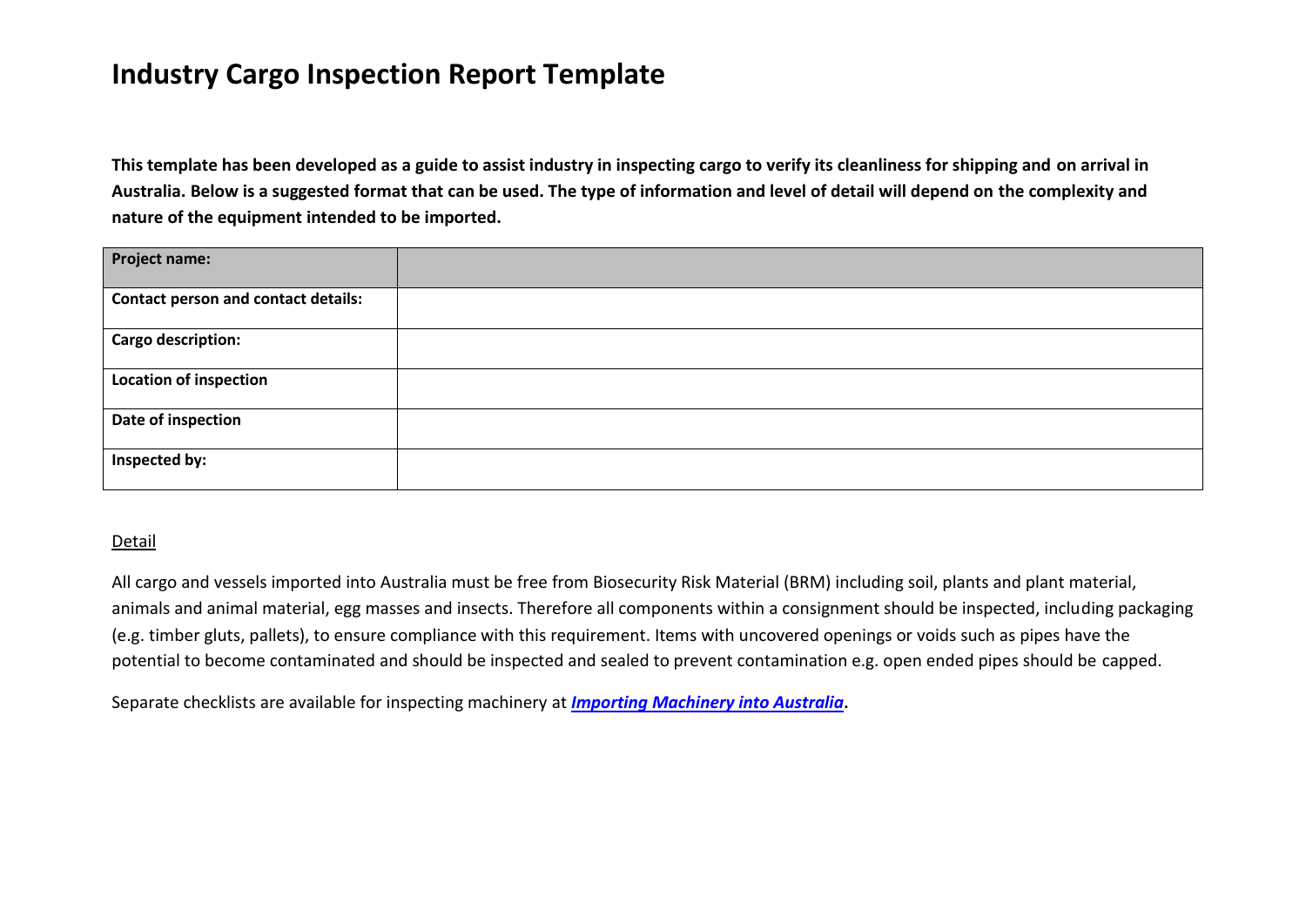# Industry Cargo Inspection Report Template

**This template has been developed as a guide to assist industry in inspecting cargo to verify its cleanliness for shipping and on arrival in Australia. Below is a suggested format that can be used. The type of information and level of detail will depend on the complexity and nature of the equipment intended to be imported.**

| **Project name:** | |
|---|---|
| **Contact person and contact details:** | |
| **Cargo description:** | |
| **Location of inspection** | |
| **Date of inspection** | |
| **Inspected by:** | |

<u>Detail</u>

All cargo and vessels imported into Australia must be free from Biosecurity Risk Material (BRM) including soil, plants and plant material, animals and animal material, egg masses and insects. Therefore all components within a consignment should be inspected, including packaging (e.g. timber gluts, pallets), to ensure compliance with this requirement. Items with uncovered openings or voids such as pipes have the potential to become contaminated and should be inspected and sealed to prevent contamination e.g. open ended pipes should be capped.

Separate checklists are available for inspecting machinery at ***Importing Machinery into Australia***.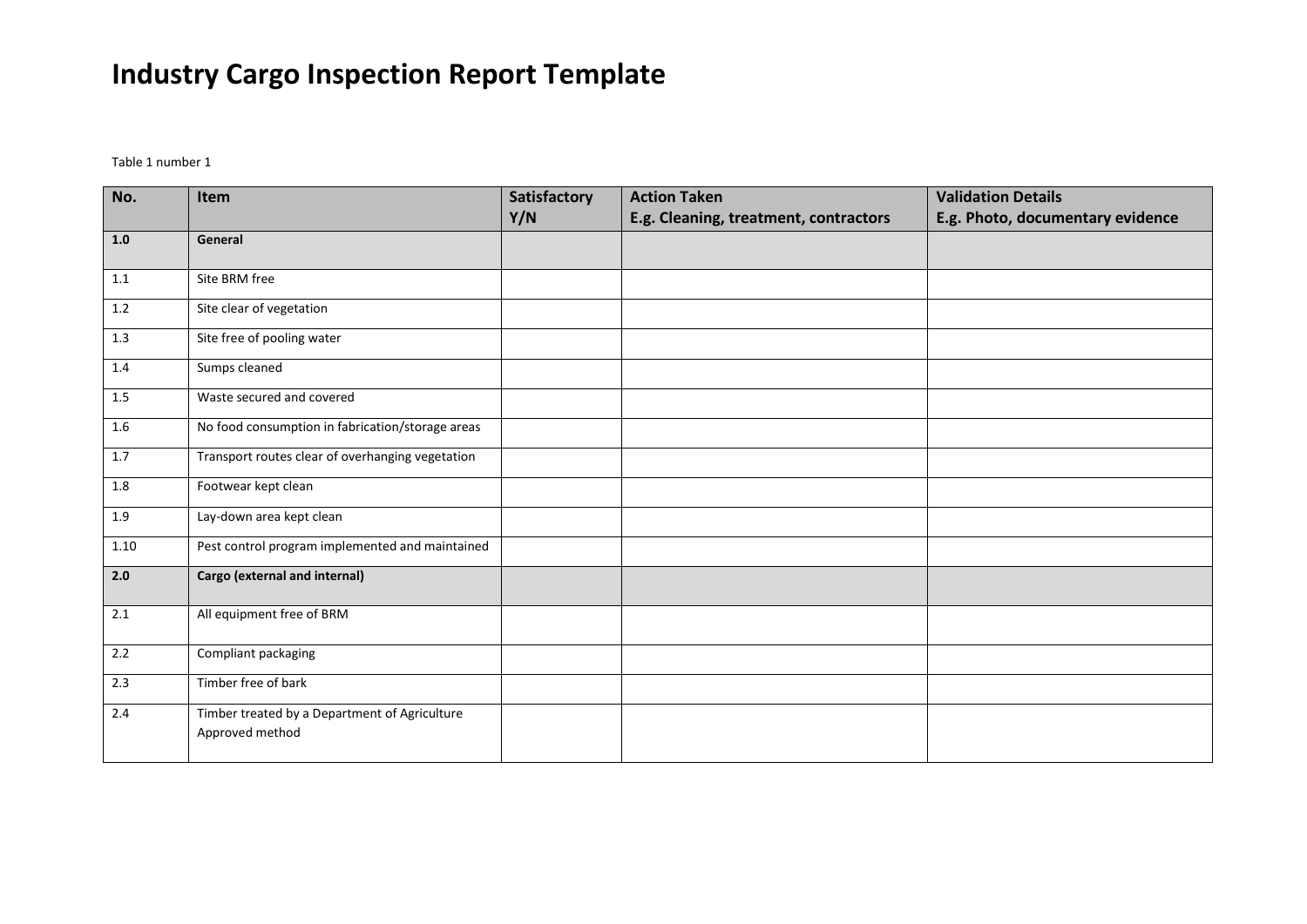# Industry Cargo Inspection Report Template

Table 1 number 1

| No. | Item | Satisfactory Y/N | Action Taken E.g. Cleaning, treatment, contractors | Validation Details E.g. Photo, documentary evidence |
|---|---|---|---|---|
| **1.0** | **General** | | | |
| 1.1 | Site BRM free | | | |
| 1.2 | Site clear of vegetation | | | |
| 1.3 | Site free of pooling water | | | |
| 1.4 | Sumps cleaned | | | |
| 1.5 | Waste secured and covered | | | |
| 1.6 | No food consumption in fabrication/storage areas | | | |
| 1.7 | Transport routes clear of overhanging vegetation | | | |
| 1.8 | Footwear kept clean | | | |
| 1.9 | Lay-down area kept clean | | | |
| 1.10 | Pest control program implemented and maintained | | | |
| **2.0** | **Cargo (external and internal)** | | | |
| 2.1 | All equipment free of BRM | | | |
| 2.2 | Compliant packaging | | | |
| 2.3 | Timber free of bark | | | |
| 2.4 | Timber treated by a Department of Agriculture Approved method | | | |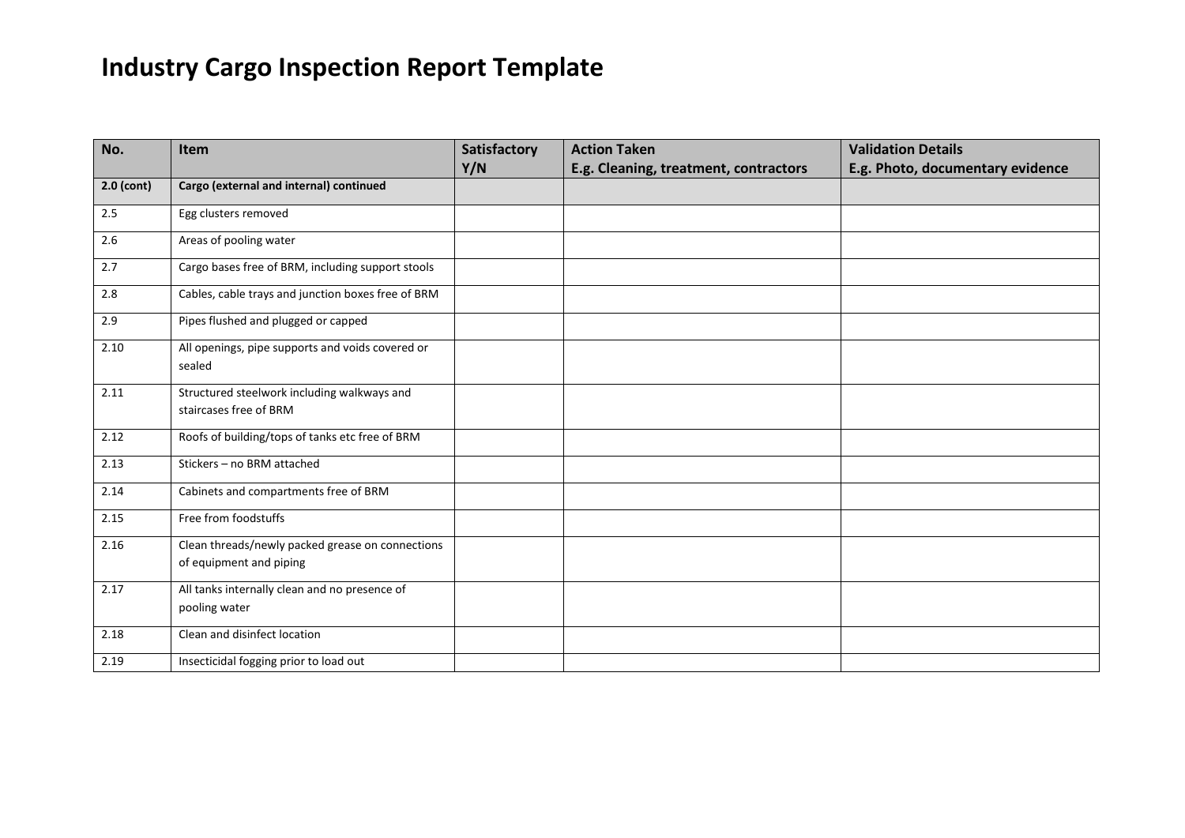# Industry Cargo Inspection Report Template

| No. | Item | Satisfactory Y/N | Action Taken E.g. Cleaning, treatment, contractors | Validation Details E.g. Photo, documentary evidence |
|---|---|---|---|---|
| **2.0 (cont)** | **Cargo (external and internal) continued** | | | |
| 2.5 | Egg clusters removed | | | |
| 2.6 | Areas of pooling water | | | |
| 2.7 | Cargo bases free of BRM, including support stools | | | |
| 2.8 | Cables, cable trays and junction boxes free of BRM | | | |
| 2.9 | Pipes flushed and plugged or capped | | | |
| 2.10 | All openings, pipe supports and voids covered or sealed | | | |
| 2.11 | Structured steelwork including walkways and staircases free of BRM | | | |
| 2.12 | Roofs of building/tops of tanks etc free of BRM | | | |
| 2.13 | Stickers – no BRM attached | | | |
| 2.14 | Cabinets and compartments free of BRM | | | |
| 2.15 | Free from foodstuffs | | | |
| 2.16 | Clean threads/newly packed grease on connections of equipment and piping | | | |
| 2.17 | All tanks internally clean and no presence of pooling water | | | |
| 2.18 | Clean and disinfect location | | | |
| 2.19 | Insecticidal fogging prior to load out | | | |